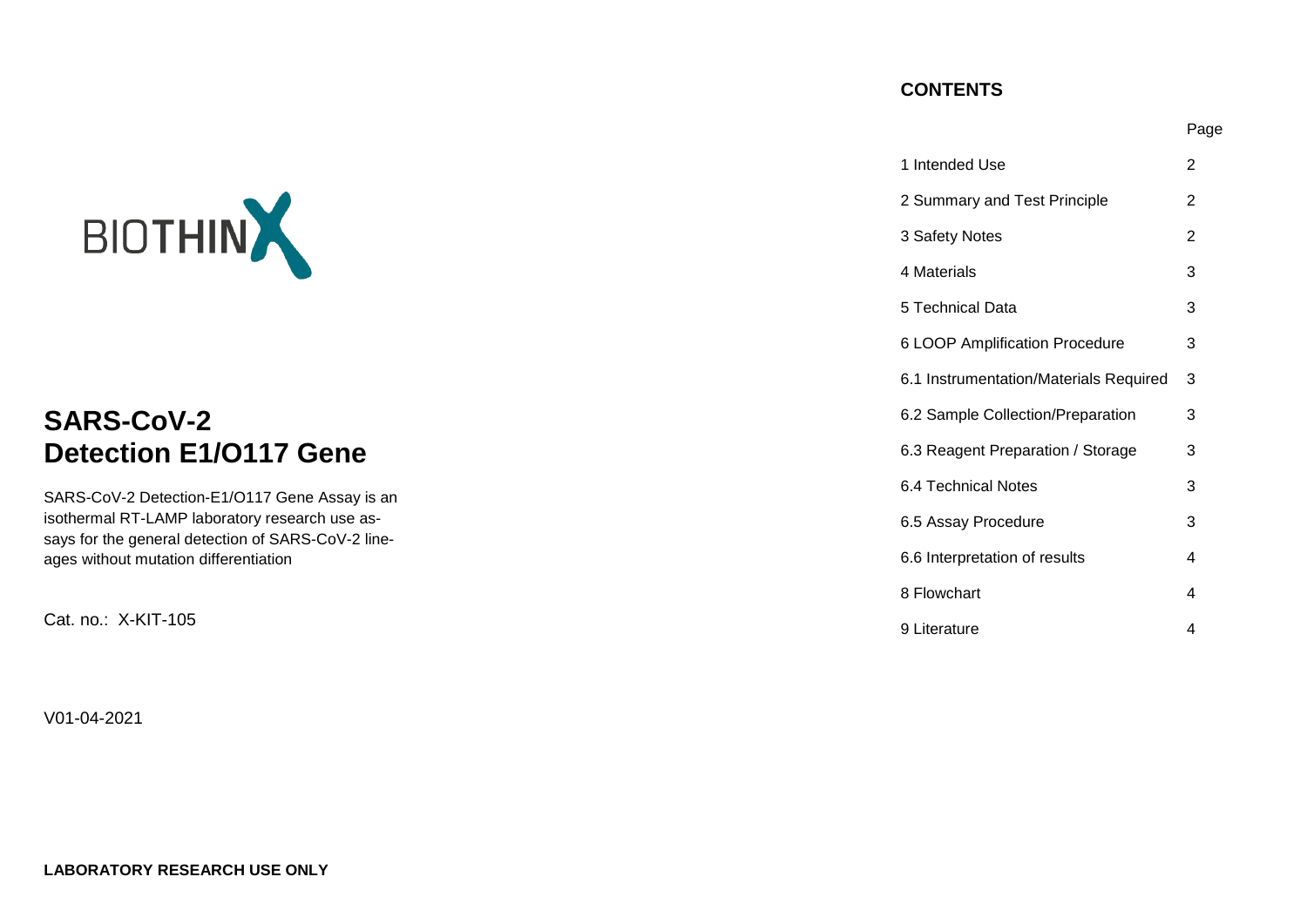BIOTHINX

# SARS-CoV-2 Detection E1/O117 Gene

SARS-CoV-2 Detection-E1/O117 Gene Assay is an isothermal RT-LAMP laboratory research use assays for the general detection of SARS-CoV-2 lineages without mutation differentiation

Cat. no.: X-KIT-105

V01-04-2021

**LABORATORY RESEARCH USE ONLY**

**CONTENTS**

| | Page |
|---|---|
| 1 Intended Use | 2 |
| 2 Summary and Test Principle | 2 |
| 3 Safety Notes | 2 |
| 4 Materials | 3 |
| 5 Technical Data | 3 |
| 6 LOOP Amplification Procedure | 3 |
| 6.1 Instrumentation/Materials Required | 3 |
| 6.2 Sample Collection/Preparation | 3 |
| 6.3 Reagent Preparation / Storage | 3 |
| 6.4 Technical Notes | 3 |
| 6.5 Assay Procedure | 3 |
| 6.6 Interpretation of results | 4 |
| 8 Flowchart | 4 |
| 9 Literature | 4 |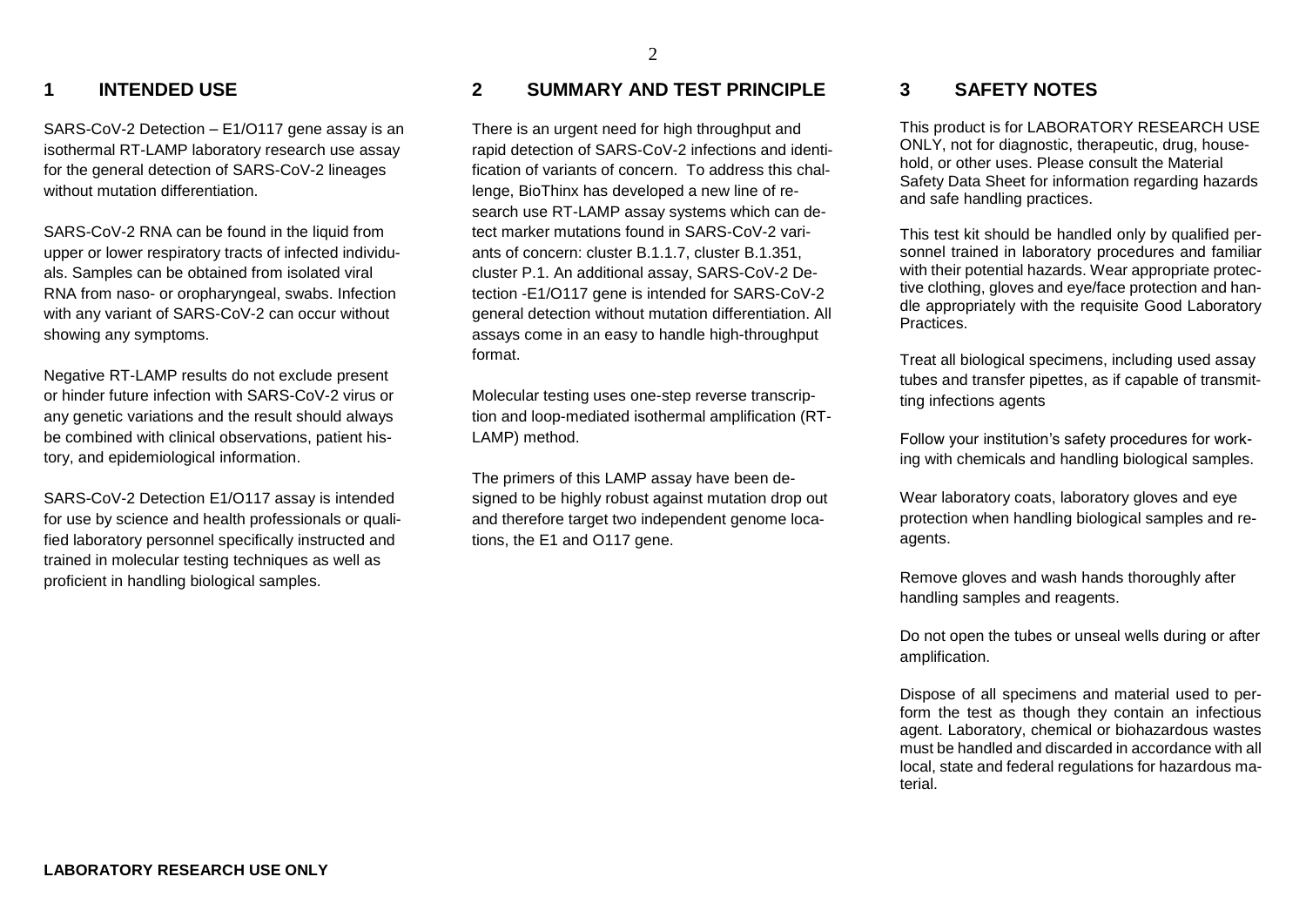## 1 INTENDED USE

SARS-CoV-2 Detection – E1/O117 gene assay is an isothermal RT-LAMP laboratory research use assay for the general detection of SARS-CoV-2 lineages without mutation differentiation.

SARS-CoV-2 RNA can be found in the liquid from upper or lower respiratory tracts of infected individuals. Samples can be obtained from isolated viral RNA from naso- or oropharyngeal, swabs. Infection with any variant of SARS-CoV-2 can occur without showing any symptoms.

Negative RT-LAMP results do not exclude present or hinder future infection with SARS-CoV-2 virus or any genetic variations and the result should always be combined with clinical observations, patient history, and epidemiological information.

SARS-CoV-2 Detection E1/O117 assay is intended for use by science and health professionals or qualified laboratory personnel specifically instructed and trained in molecular testing techniques as well as proficient in handling biological samples.

## 2 SUMMARY AND TEST PRINCIPLE

There is an urgent need for high throughput and rapid detection of SARS-CoV-2 infections and identification of variants of concern. To address this challenge, BioThinx has developed a new line of research use RT-LAMP assay systems which can detect marker mutations found in SARS-CoV-2 variants of concern: cluster B.1.1.7, cluster B.1.351, cluster P.1. An additional assay, SARS-CoV-2 Detection -E1/O117 gene is intended for SARS-CoV-2 general detection without mutation differentiation. All assays come in an easy to handle high-throughput format.

Molecular testing uses one-step reverse transcription and loop-mediated isothermal amplification (RT-LAMP) method.

The primers of this LAMP assay have been designed to be highly robust against mutation drop out and therefore target two independent genome locations, the E1 and O117 gene.

## 3 SAFETY NOTES

This product is for LABORATORY RESEARCH USE ONLY, not for diagnostic, therapeutic, drug, household, or other uses. Please consult the Material Safety Data Sheet for information regarding hazards and safe handling practices.

This test kit should be handled only by qualified personnel trained in laboratory procedures and familiar with their potential hazards. Wear appropriate protective clothing, gloves and eye/face protection and handle appropriately with the requisite Good Laboratory Practices.

Treat all biological specimens, including used assay tubes and transfer pipettes, as if capable of transmitting infections agents

Follow your institution's safety procedures for working with chemicals and handling biological samples.

Wear laboratory coats, laboratory gloves and eye protection when handling biological samples and reagents.

Remove gloves and wash hands thoroughly after handling samples and reagents.

Do not open the tubes or unseal wells during or after amplification.

Dispose of all specimens and material used to perform the test as though they contain an infectious agent. Laboratory, chemical or biohazardous wastes must be handled and discarded in accordance with all local, state and federal regulations for hazardous material.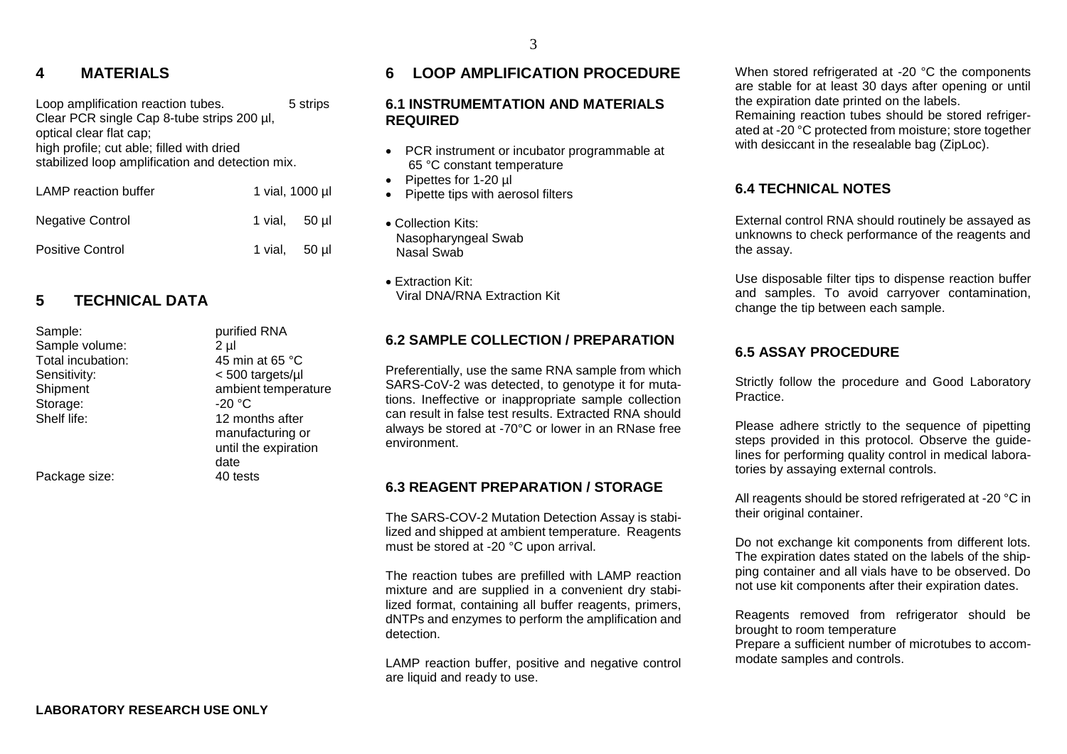## 4 MATERIALS

Loop amplification reaction tubes. 5 strips
Clear PCR single Cap 8-tube strips 200 µl,
optical clear flat cap;
high profile; cut able; filled with dried
stabilized loop amplification and detection mix.

| | |
|---|---|
| LAMP reaction buffer | 1 vial, 1000 µl |
| Negative Control | 1 vial, 50 µl |
| Positive Control | 1 vial, 50 µl |

## 5 TECHNICAL DATA

| | |
|---|---|
| Sample: | purified RNA |
| Sample volume: | 2 µl |
| Total incubation: | 45 min at 65 °C |
| Sensitivity: | < 500 targets/µl |
| Shipment | ambient temperature |
| Storage: | -20 °C |
| Shelf life: | 12 months after manufacturing or until the expiration date |
| Package size: | 40 tests |

## 6 LOOP AMPLIFICATION PROCEDURE

### 6.1 INSTRUMEMTATION AND MATERIALS REQUIRED

- PCR instrument or incubator programmable at 65 °C constant temperature
- Pipettes for 1-20 µl
- Pipette tips with aerosol filters
- Collection Kits:
  Nasopharyngeal Swab
  Nasal Swab
- Extraction Kit:
  Viral DNA/RNA Extraction Kit

### 6.2 SAMPLE COLLECTION / PREPARATION

Preferentially, use the same RNA sample from which SARS-CoV-2 was detected, to genotype it for mutations. Ineffective or inappropriate sample collection can result in false test results. Extracted RNA should always be stored at -70°C or lower in an RNase free environment.

### 6.3 REAGENT PREPARATION / STORAGE

The SARS-COV-2 Mutation Detection Assay is stabilized and shipped at ambient temperature. Reagents must be stored at -20 °C upon arrival.

The reaction tubes are prefilled with LAMP reaction mixture and are supplied in a convenient dry stabilized format, containing all buffer reagents, primers, dNTPs and enzymes to perform the amplification and detection.

LAMP reaction buffer, positive and negative control are liquid and ready to use.

When stored refrigerated at -20 °C the components are stable for at least 30 days after opening or until the expiration date printed on the labels.
Remaining reaction tubes should be stored refrigerated at -20 °C protected from moisture; store together with desiccant in the resealable bag (ZipLoc).

### 6.4 TECHNICAL NOTES

External control RNA should routinely be assayed as unknowns to check performance of the reagents and the assay.

Use disposable filter tips to dispense reaction buffer and samples. To avoid carryover contamination, change the tip between each sample.

### 6.5 ASSAY PROCEDURE

Strictly follow the procedure and Good Laboratory Practice.

Please adhere strictly to the sequence of pipetting steps provided in this protocol. Observe the guidelines for performing quality control in medical laboratories by assaying external controls.

All reagents should be stored refrigerated at -20 °C in their original container.

Do not exchange kit components from different lots. The expiration dates stated on the labels of the shipping container and all vials have to be observed. Do not use kit components after their expiration dates.

Reagents removed from refrigerator should be brought to room temperature
Prepare a sufficient number of microtubes to accommodate samples and controls.

**LABORATORY RESEARCH USE ONLY**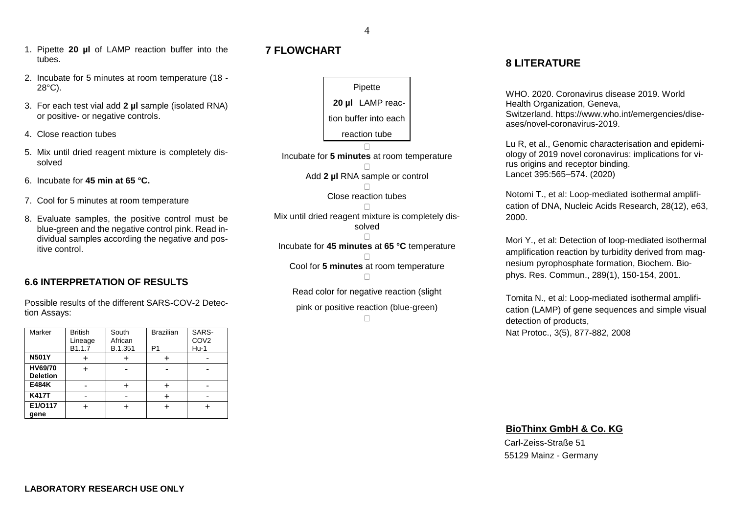1. Pipette **20 µl** of LAMP reaction buffer into the tubes.
2. Incubate for 5 minutes at room temperature (18 - 28°C).
3. For each test vial add **2 µl** sample (isolated RNA) or positive- or negative controls.
4. Close reaction tubes
5. Mix until dried reagent mixture is completely dissolved
6. Incubate for **45 min at 65 °C.**
7. Cool for 5 minutes at room temperature
8. Evaluate samples, the positive control must be blue-green and the negative control pink. Read individual samples according the negative and positive control.

## 6.6 INTERPRETATION OF RESULTS

Possible results of the different SARS-COV-2 Detection Assays:

| Marker | British Lineage B1.1.7 | South African B.1.351 | Brazilian P1 | SARS-COV2 Hu-1 |
|---|---|---|---|---|
| **N501Y** | + | + | + | - |
| **HV69/70 Deletion** | + | - | - | - |
| **E484K** | - | + | + | - |
| **K417T** | - | - | + | - |
| **E1/O117 gene** | + | + | + | + |

**LABORATORY RESEARCH USE ONLY**

## 7 FLOWCHART

Pipette **20 µl** LAMP reaction buffer into each reaction tube

Incubate for **5 minutes** at room temperature

Add **2 µl** RNA sample or control

Close reaction tubes

Mix until dried reagent mixture is completely dissolved

Incubate for **45 minutes** at **65 °C** temperature

Cool for **5 minutes** at room temperature

Read color for negative reaction (slight pink or positive reaction (blue-green)

## 8 LITERATURE

WHO. 2020. Coronavirus disease 2019. World Health Organization, Geneva, Switzerland. https://www.who.int/emergencies/diseases/novel-coronavirus-2019.

Lu R, et al., Genomic characterisation and epidemiology of 2019 novel coronavirus: implications for virus origins and receptor binding. Lancet 395:565–574. (2020)

Notomi T., et al: Loop-mediated isothermal amplification of DNA, Nucleic Acids Research, 28(12), e63, 2000.

Mori Y., et al: Detection of loop-mediated isothermal amplification reaction by turbidity derived from magnesium pyrophosphate formation, Biochem. Biophys. Res. Commun., 289(1), 150-154, 2001.

Tomita N., et al: Loop-mediated isothermal amplification (LAMP) of gene sequences and simple visual detection of products, Nat Protoc., 3(5), 877-882, 2008

**BioThinx GmbH & Co. KG**

Carl-Zeiss-Straße 51
55129 Mainz - Germany